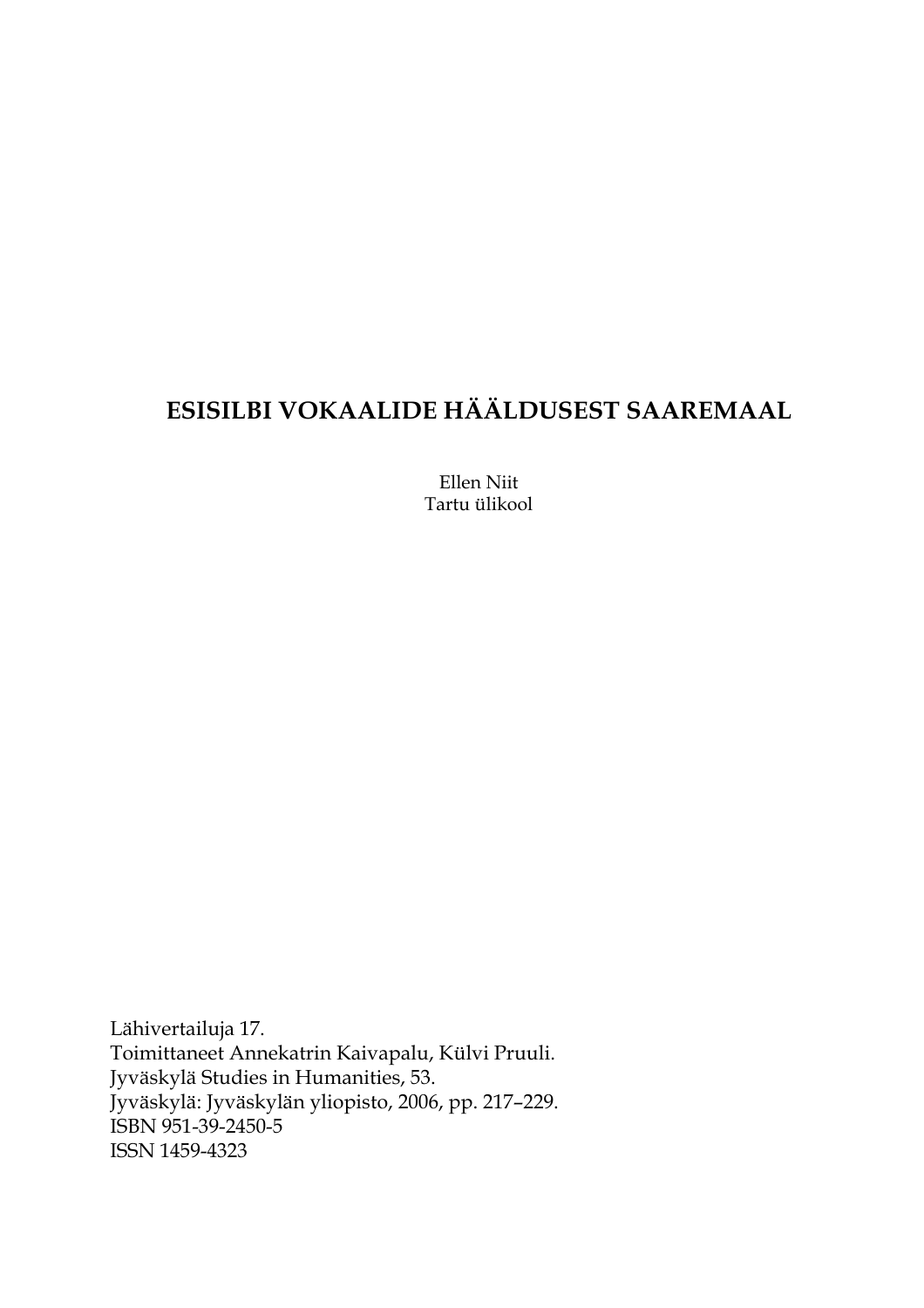# ESISILBI VOKAALIDE HÄÄLDUSEST SAAREMAAL

Ellen Niit
Tartu ülikool

Lähivertailuja 17.
Toimittaneet Annekatrin Kaivapalu, Külvi Pruuli.
Jyväskylä Studies in Humanities, 53.
Jyväskylä: Jyväskylän yliopisto, 2006, pp. 217–229.
ISBN 951-39-2450-5
ISSN 1459-4323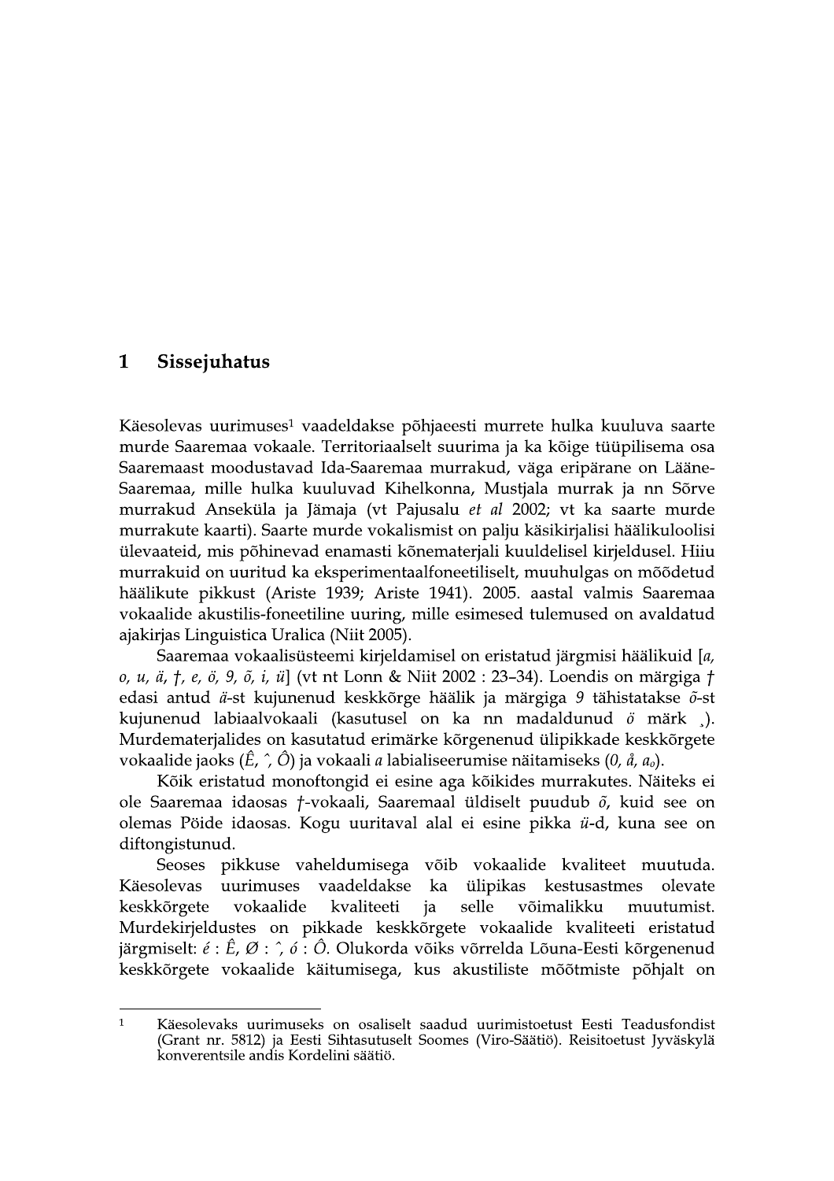# 1 Sissejuhatus

Käesolevas uurimuses[1] vaadeldakse põhjaeesti murrete hulka kuuluva saarte murde Saaremaa vokaale. Territoriaalselt suurima ja ka kõige tüüpilisema osa Saaremaast moodustavad Ida-Saaremaa murrakud, väga eripärane on Lääne-Saaremaa, mille hulka kuuluvad Kihelkonna, Mustjala murrak ja nn Sõrve murrakud Anseküla ja Jämaja (vt Pajusalu *et al* 2002; vt ka saarte murde murrakute kaarti). Saarte murde vokalismist on palju käsikirjalisi häälikuloolisi ülevaateid, mis põhinevad enamasti kõnematerjali kuuldelisel kirjeldusel. Hiiu murrakuid on uuritud ka eksperimentaalfoneetiliselt, muuhulgas on mõõdetud häälikute pikkust (Ariste 1939; Ariste 1941). 2005. aastal valmis Saaremaa vokaalide akustilis-foneetiline uuring, mille esimesed tulemused on avaldatud ajakirjas Linguistica Uralica (Niit 2005).

Saaremaa vokaalisüsteemi kirjeldamisel on eristatud järgmisi häälikuid [*a, o, u, ä, †, e, ö, 9, õ, i, ü*] (vt nt Lonn & Niit 2002 : 23–34). Loendis on märgiga *†* edasi antud *ä*-st kujunenud keskkõrge häälik ja märgiga *9* tähistatakse *õ*-st kujunenud labiaalvokaali (kasutusel on ka nn madaldunud *ö* märk ¸). Murdematerjalides on kasutatud erimärke kõrgenenud ülipikkade keskkõrgete vokaalide jaoks (*Ê*, ˆ, *Ô*) ja vokaali *a* labialiseerumise näitamiseks (*0, å, a₀*).

Kõik eristatud monoftongid ei esine aga kõikides murrakutes. Näiteks ei ole Saaremaa idaosas *†*-vokaali, Saaremaal üldiselt puudub *õ*, kuid see on olemas Pöide idaosas. Kogu uuritaval alal ei esine pikka *ü*-d, kuna see on diftongistunud.

Seoses pikkuse vaheldumisega võib vokaalide kvaliteet muutuda. Käesolevas uurimuses vaadeldakse ka ülipikas kestusastmes olevate keskkõrgete vokaalide kvaliteeti ja selle võimalikku muutumist. Murdekirjeldustes on pikkade keskkõrgete vokaalide kvaliteeti eristatud järgmiselt: *é* : *Ê*, *Ø* : ˆ, *ó* : *Ô*. Olukorda võiks võrrelda Lõuna-Eesti kõrgenenud keskkõrgete vokaalide käitumisega, kus akustiliste mõõtmiste põhjalt on

---

[1] Käesolevaks uurimuseks on osaliselt saadud uurimistoetust Eesti Teadusfondist (Grant nr. 5812) ja Eesti Sihtasutuselt Soomes (Viro-Säätiö). Reisitoetust Jyväskylä konverentsile andis Kordelini säätiö.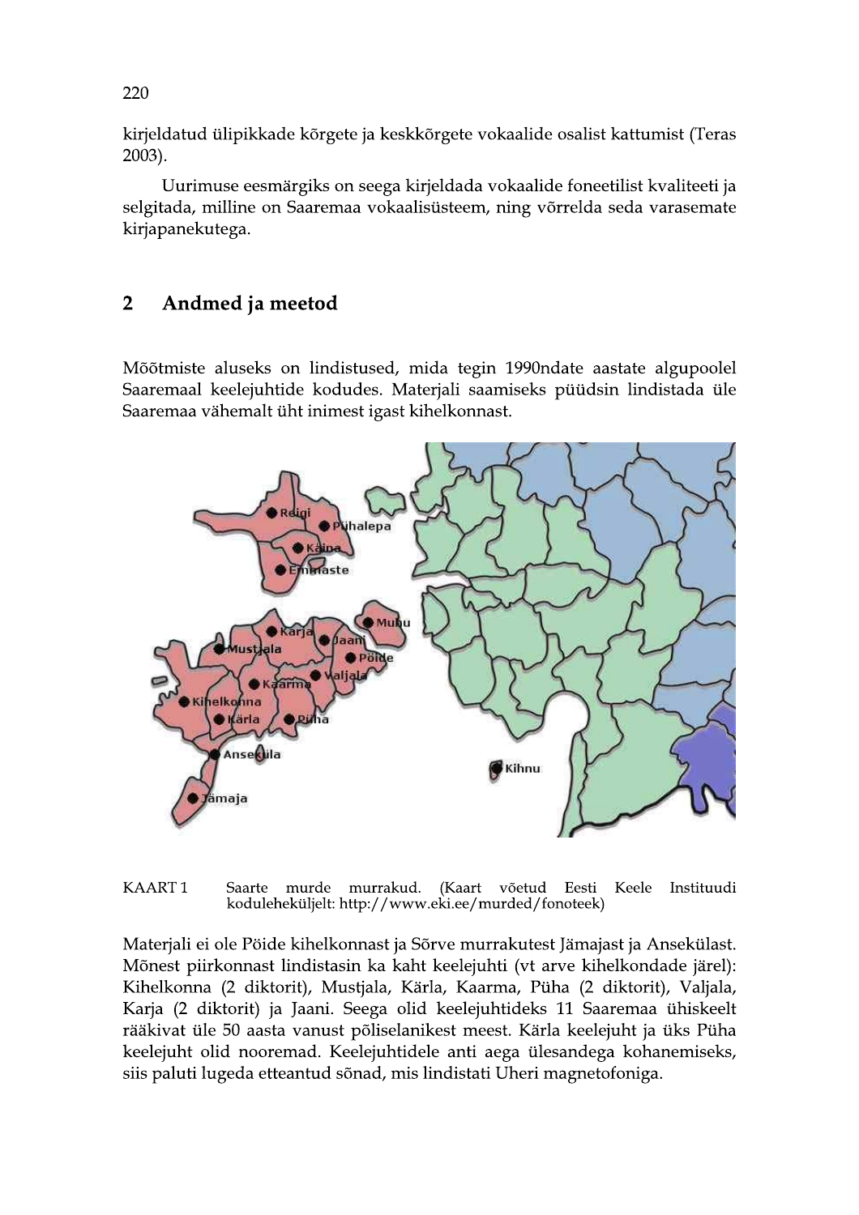kirjeldatud ülipikkade kõrgete ja keskkõrgete vokaalide osalist kattumist (Teras 2003).

Uurimuse eesmärgiks on seega kirjeldada vokaalide foneetilist kvaliteeti ja selgitada, milline on Saaremaa vokaalisüsteem, ning võrrelda seda varasemate kirjapanekutega.

## 2 Andmed ja meetod

Mõõtmiste aluseks on lindistused, mida tegin 1990ndate aastate algupoolel Saaremaal keelejuhtide kodudes. Materjali saamiseks püüdsin lindistada üle Saaremaa vähemalt üht inimest igast kihelkonnast.

KAART 1 Saarte murde murrakud. (Kaart võetud Eesti Keele Instituudi koduleheküljelt: http://www.eki.ee/murded/fonoteek)

Materjali ei ole Pöide kihelkonnast ja Sõrve murrakutest Jämajast ja Ansekülast. Mõnest piirkonnast lindistasin ka kaht keelejuhti (vt arve kihelkondade järel): Kihelkonna (2 diktorit), Mustjala, Kärla, Kaarma, Püha (2 diktorit), Valjala, Karja (2 diktorit) ja Jaani. Seega olid keelejuhtideks 11 Saaremaa ühiskeelt rääkivat üle 50 aasta vanust põliselanikest meest. Kärla keelejuht ja üks Püha keelejuht olid nooremad. Keelejuhtidele anti aega ülesandega kohanemiseks, siis paluti lugeda etteantud sõnad, mis lindistati Uheri magnetofoniga.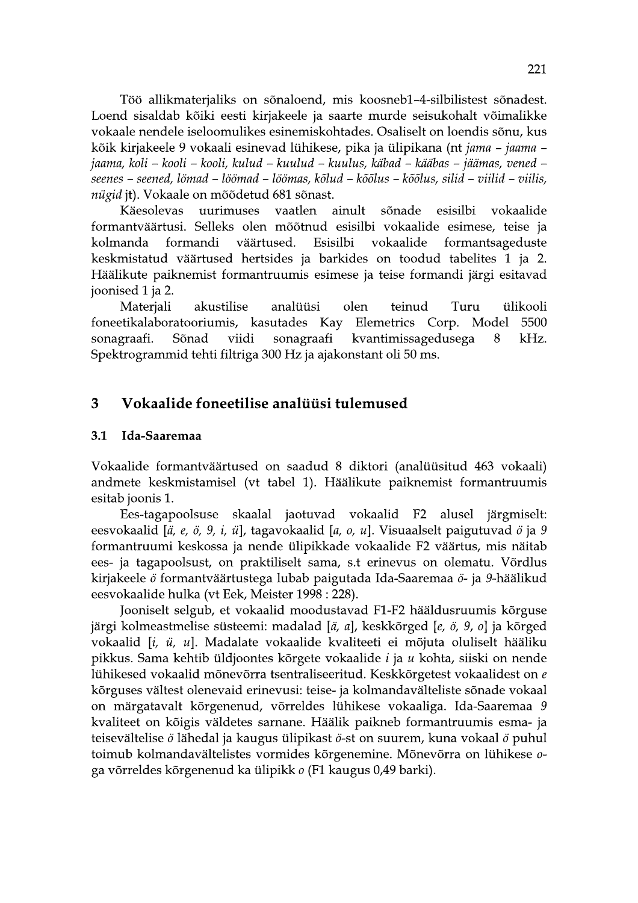Töö allikmaterjaliks on sõnaloend, mis koosneb1–4-silbilistest sõnadest. Loend sisaldab kõiki eesti kirjakeele ja saarte murde seisukohalt võimalikke vokaale nendele iseloomulikes esinemiskohtades. Osaliselt on loendis sõnu, kus kõik kirjakeele 9 vokaali esinevad lühikese, pika ja ülipikana (nt *jama – jaama – jaama, koli – kooli – kooli, kulud – kuulud – kuulus, käbad – kääbas – jäämas, vened – seenes – seened, lömad – löömad – löömas, kõlud – kõõlus – kõõlus, silid – viilid – viilis, nügid* jt). Vokaale on mõõdetud 681 sõnast.

Käesolevas uurimuses vaatlen ainult sõnade esisilbi vokaalide formantväärtusi. Selleks olen mõõtnud esisilbi vokaalide esimese, teise ja kolmanda formandi väärtused. Esisilbi vokaalide formantsageduste keskmistatud väärtused hertsides ja barkides on toodud tabelites 1 ja 2. Häälikute paiknemist formantruumis esimese ja teise formandi järgi esitavad joonised 1 ja 2.

Materjali akustilise analüüsi olen teinud Turu ülikooli foneetikalaboratooriumis, kasutades Kay Elemetrics Corp. Model 5500 sonagraafi. Sõnad viidi sonagraafi kvantimissagedusega 8 kHz. Spektrogrammid tehti filtriga 300 Hz ja ajakonstant oli 50 ms.

## 3 Vokaalide foneetilise analüüsi tulemused

### 3.1 Ida-Saaremaa

Vokaalide formantväärtused on saadud 8 diktori (analüüsitud 463 vokaali) andmete keskmistamisel (vt tabel 1). Häälikute paiknemist formantruumis esitab joonis 1.

Ees-tagapoolsuse skaalal jaotuvad vokaalid F2 alusel järgmiselt: eesvokaalid [*ä, e, ö, 9, i, ü*], tagavokaalid [*a, o, u*]. Visuaalselt paigutuvad *ö* ja *9* formantruumi keskossa ja nende ülipikkade vokaalide F2 väärtus, mis näitab ees- ja tagapoolsust, on praktiliselt sama, s.t erinevus on olematu. Võrdlus kirjakeele *ö* formantväärtustega lubab paigutada Ida-Saaremaa *ö*- ja *9*-häälikud eesvokaalide hulka (vt Eek, Meister 1998 : 228).

Jooniselt selgub, et vokaalid moodustavad F1-F2 hääldusruumis kõrguse järgi kolmeastmelise süsteemi: madalad [*ä, a*], keskkõrged [*e, ö, 9, o*] ja kõrged vokaalid [*i, ü, u*]. Madalate vokaalide kvaliteeti ei mõjuta oluliselt hääliku pikkus. Sama kehtib üldjoontes kõrgete vokaalide *i* ja *u* kohta, siiski on nende lühikesed vokaalid mõnevõrra tsentraliseeritud. Keskkõrgetest vokaalidest on *e* kõrguses vältest olenevaid erinevusi: teise- ja kolmandavälteliste sõnade vokaal on märgatavalt kõrgenenud, võrreldes lühikese vokaaliga. Ida-Saaremaa *9* kvaliteet on kõigis väldetes sarnane. Häälik paikneb formantruumis esma- ja teisevältelise *ö* lähedal ja kaugus ülipikast *ö*-st on suurem, kuna vokaal *ö* puhul toimub kolmandavältelistes vormides kõrgenemine. Mõnevõrra on lühikese *o*-ga võrreldes kõrgenenud ka ülipikk *o* (F1 kaugus 0,49 barki).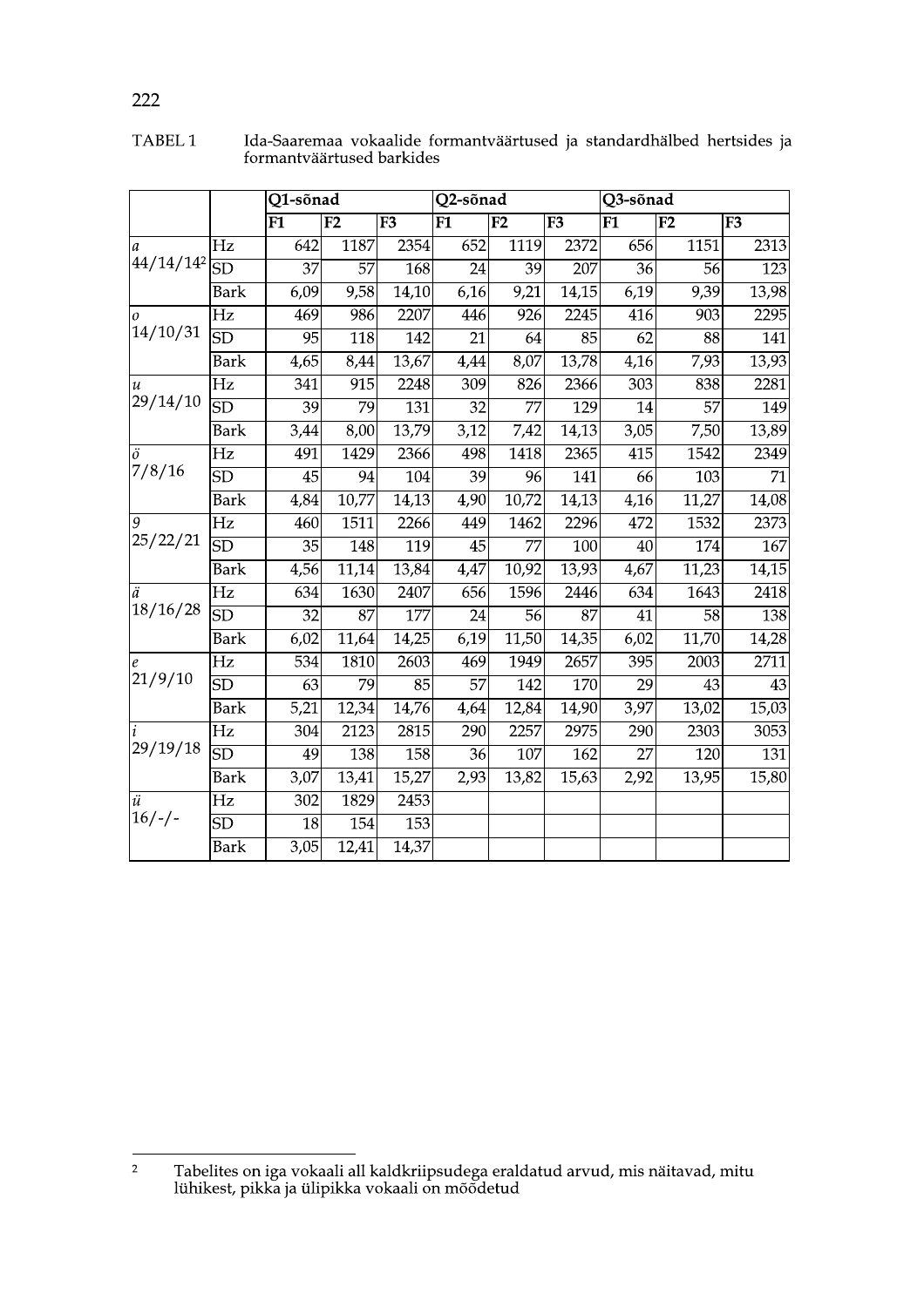TABEL 1 Ida-Saaremaa vokaalide formantväärtused ja standardhälbed hertsides ja formantväärtused barkides

| | | Q1-sõnad | | | Q2-sõnad | | | Q3-sõnad | | |
|---|---|---|---|---|---|---|---|---|---|---|
| | | F1 | F2 | F3 | F1 | F2 | F3 | F1 | F2 | F3 |
| *a* 44/14/14[2] | Hz | 642 | 1187 | 2354 | 652 | 1119 | 2372 | 656 | 1151 | 2313 |
| | SD | 37 | 57 | 168 | 24 | 39 | 207 | 36 | 56 | 123 |
| | Bark | 6,09 | 9,58 | 14,10 | 6,16 | 9,21 | 14,15 | 6,19 | 9,39 | 13,98 |
| *o* 14/10/31 | Hz | 469 | 986 | 2207 | 446 | 926 | 2245 | 416 | 903 | 2295 |
| | SD | 95 | 118 | 142 | 21 | 64 | 85 | 62 | 88 | 141 |
| | Bark | 4,65 | 8,44 | 13,67 | 4,44 | 8,07 | 13,78 | 4,16 | 7,93 | 13,93 |
| *u* 29/14/10 | Hz | 341 | 915 | 2248 | 309 | 826 | 2366 | 303 | 838 | 2281 |
| | SD | 39 | 79 | 131 | 32 | 77 | 129 | 14 | 57 | 149 |
| | Bark | 3,44 | 8,00 | 13,79 | 3,12 | 7,42 | 14,13 | 3,05 | 7,50 | 13,89 |
| *ö* 7/8/16 | Hz | 491 | 1429 | 2366 | 498 | 1418 | 2365 | 415 | 1542 | 2349 |
| | SD | 45 | 94 | 104 | 39 | 96 | 141 | 66 | 103 | 71 |
| | Bark | 4,84 | 10,77 | 14,13 | 4,90 | 10,72 | 14,13 | 4,16 | 11,27 | 14,08 |
| *9* 25/22/21 | Hz | 460 | 1511 | 2266 | 449 | 1462 | 2296 | 472 | 1532 | 2373 |
| | SD | 35 | 148 | 119 | 45 | 77 | 100 | 40 | 174 | 167 |
| | Bark | 4,56 | 11,14 | 13,84 | 4,47 | 10,92 | 13,93 | 4,67 | 11,23 | 14,15 |
| *ä* 18/16/28 | Hz | 634 | 1630 | 2407 | 656 | 1596 | 2446 | 634 | 1643 | 2418 |
| | SD | 32 | 87 | 177 | 24 | 56 | 87 | 41 | 58 | 138 |
| | Bark | 6,02 | 11,64 | 14,25 | 6,19 | 11,50 | 14,35 | 6,02 | 11,70 | 14,28 |
| *e* 21/9/10 | Hz | 534 | 1810 | 2603 | 469 | 1949 | 2657 | 395 | 2003 | 2711 |
| | SD | 63 | 79 | 85 | 57 | 142 | 170 | 29 | 43 | 43 |
| | Bark | 5,21 | 12,34 | 14,76 | 4,64 | 12,84 | 14,90 | 3,97 | 13,02 | 15,03 |
| *i* 29/19/18 | Hz | 304 | 2123 | 2815 | 290 | 2257 | 2975 | 290 | 2303 | 3053 |
| | SD | 49 | 138 | 158 | 36 | 107 | 162 | 27 | 120 | 131 |
| | Bark | 3,07 | 13,41 | 15,27 | 2,93 | 13,82 | 15,63 | 2,92 | 13,95 | 15,80 |
| *ü* 16/-/- | Hz | 302 | 1829 | 2453 | | | | | | |
| | SD | 18 | 154 | 153 | | | | | | |
| | Bark | 3,05 | 12,41 | 14,37 | | | | | | |

[2] Tabelites on iga vokaali all kaldkriipsudega eraldatud arvud, mis näitavad, mitu lühikest, pikka ja ülipikka vokaali on mõõdetud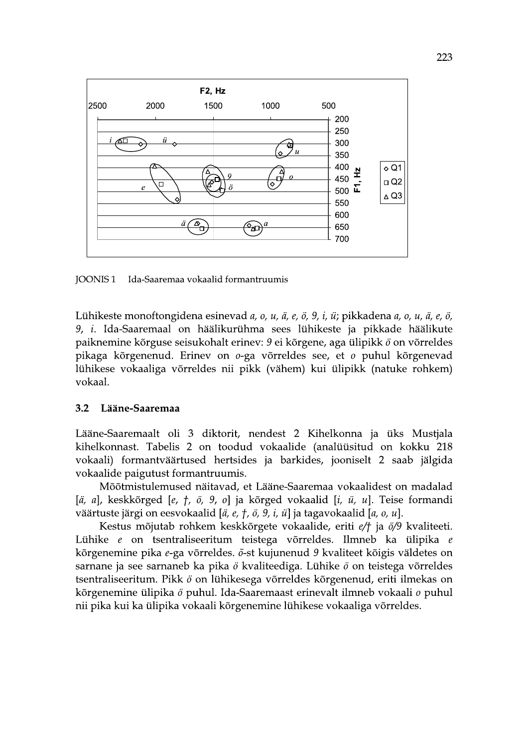JOONIS 1 Ida-Saaremaa vokaalid formantruumis

Lühikeste monoftongidena esinevad *a, o, u, ä, e, ö, 9, i, ü*; pikkadena *a, o, u, ä, e, ö, 9, i*. Ida-Saaremaal on häälikurühma sees lühikeste ja pikkade häälikute paiknemine kõrguse seisukohalt erinev: *9* ei kõrgene, aga ülipikk *ö* on võrreldes pikaga kõrgenenud. Erinev on *o*-ga võrreldes see, et *o* puhul kõrgenevad lühikese vokaaliga võrreldes nii pikk (vähem) kui ülipikk (natuke rohkem) vokaal.

### 3.2 Lääne-Saaremaa

Lääne-Saaremaalt oli 3 diktorit, nendest 2 Kihelkonna ja üks Mustjala kihelkonnast. Tabelis 2 on toodud vokaalide (analüüsitud on kokku 218 vokaali) formantväärtused hertsides ja barkides, jooniselt 2 saab jälgida vokaalide paigutust formantruumis.

Mõõtmistulemused näitavad, et Lääne-Saaremaa vokaalidest on madalad [*ä, a*], keskkõrged [*e, †, ö, 9, o*] ja kõrged vokaalid [*i, ü, u*]. Teise formandi väärtuste järgi on eesvokaalid [*ä, e, †, ö, 9, i, ü*] ja tagavokaalid [*a, o, u*].

Kestus mõjutab rohkem keskkõrgete vokaalide, eriti *e/†* ja *ö/9* kvaliteeti. Lühike *e* on tsentraliseeritum teistega võrreldes. Ilmneb ka ülipika *e* kõrgenemine pika *e*-ga võrreldes. *õ*-st kujunenud *9* kvaliteet kõigis väldetes on sarnane ja see sarnaneb ka pika *ö* kvaliteediga. Lühike *ö* on teistega võrreldes tsentraliseeritum. Pikk *ö* on lühikesega võrreldes kõrgenenud, eriti ilmekas on kõrgenemine ülipika *ö* puhul. Ida-Saaremaast erinevalt ilmneb vokaali *o* puhul nii pika kui ka ülipika vokaali kõrgenemine lühikese vokaaliga võrreldes.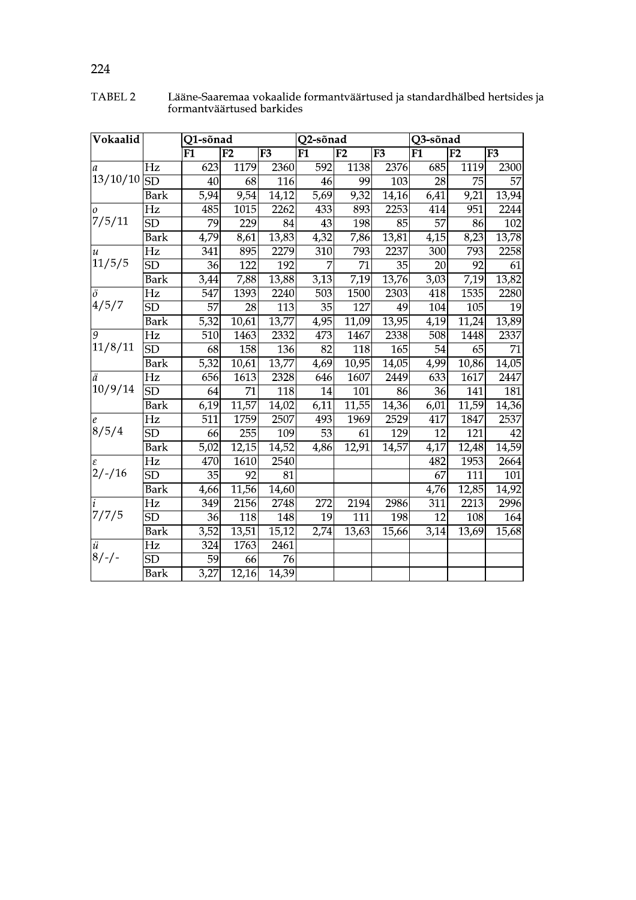TABEL 2 Lääne-Saaremaa vokaalide formantväärtused ja standardhälbed hertsides ja formantväärtused barkides

| Vokaalid | | Q1-sõnad | | | Q2-sõnad | | | Q3-sõnad | | |
|---|---|---|---|---|---|---|---|---|---|---|
| | | F1 | F2 | F3 | F1 | F2 | F3 | F1 | F2 | F3 |
| *a* 13/10/10 | Hz | 623 | 1179 | 2360 | 592 | 1138 | 2376 | 685 | 1119 | 2300 |
| | SD | 40 | 68 | 116 | 46 | 99 | 103 | 28 | 75 | 57 |
| | Bark | 5,94 | 9,54 | 14,12 | 5,69 | 9,32 | 14,16 | 6,41 | 9,21 | 13,94 |
| *o* 7/5/11 | Hz | 485 | 1015 | 2262 | 433 | 893 | 2253 | 414 | 951 | 2244 |
| | SD | 79 | 229 | 84 | 43 | 198 | 85 | 57 | 86 | 102 |
| | Bark | 4,79 | 8,61 | 13,83 | 4,32 | 7,86 | 13,81 | 4,15 | 8,23 | 13,78 |
| *u* 11/5/5 | Hz | 341 | 895 | 2279 | 310 | 793 | 2237 | 300 | 793 | 2258 |
| | SD | 36 | 122 | 192 | 7 | 71 | 35 | 20 | 92 | 61 |
| | Bark | 3,44 | 7,88 | 13,88 | 3,13 | 7,19 | 13,76 | 3,03 | 7,19 | 13,82 |
| *ö* 4/5/7 | Hz | 547 | 1393 | 2240 | 503 | 1500 | 2303 | 418 | 1535 | 2280 |
| | SD | 57 | 28 | 113 | 35 | 127 | 49 | 104 | 105 | 19 |
| | Bark | 5,32 | 10,61 | 13,77 | 4,95 | 11,09 | 13,95 | 4,19 | 11,24 | 13,89 |
| *9* 11/8/11 | Hz | 510 | 1463 | 2332 | 473 | 1467 | 2338 | 508 | 1448 | 2337 |
| | SD | 68 | 158 | 136 | 82 | 118 | 165 | 54 | 65 | 71 |
| | Bark | 5,32 | 10,61 | 13,77 | 4,69 | 10,95 | 14,05 | 4,99 | 10,86 | 14,05 |
| *ä* 10/9/14 | Hz | 656 | 1613 | 2328 | 646 | 1607 | 2449 | 633 | 1617 | 2447 |
| | SD | 64 | 71 | 118 | 14 | 101 | 86 | 36 | 141 | 181 |
| | Bark | 6,19 | 11,57 | 14,02 | 6,11 | 11,55 | 14,36 | 6,01 | 11,59 | 14,36 |
| *e* 8/5/4 | Hz | 511 | 1759 | 2507 | 493 | 1969 | 2529 | 417 | 1847 | 2537 |
| | SD | 66 | 255 | 109 | 53 | 61 | 129 | 12 | 121 | 42 |
| | Bark | 5,02 | 12,15 | 14,52 | 4,86 | 12,91 | 14,57 | 4,17 | 12,48 | 14,59 |
| *ε* 2/-/16 | Hz | 470 | 1610 | 2540 | | | | 482 | 1953 | 2664 |
| | SD | 35 | 92 | 81 | | | | 67 | 111 | 101 |
| | Bark | 4,66 | 11,56 | 14,60 | | | | 4,76 | 12,85 | 14,92 |
| *i* 7/7/5 | Hz | 349 | 2156 | 2748 | 272 | 2194 | 2986 | 311 | 2213 | 2996 |
| | SD | 36 | 118 | 148 | 19 | 111 | 198 | 12 | 108 | 164 |
| | Bark | 3,52 | 13,51 | 15,12 | 2,74 | 13,63 | 15,66 | 3,14 | 13,69 | 15,68 |
| *ü* 8/-/- | Hz | 324 | 1763 | 2461 | | | | | | |
| | SD | 59 | 66 | 76 | | | | | | |
| | Bark | 3,27 | 12,16 | 14,39 | | | | | | |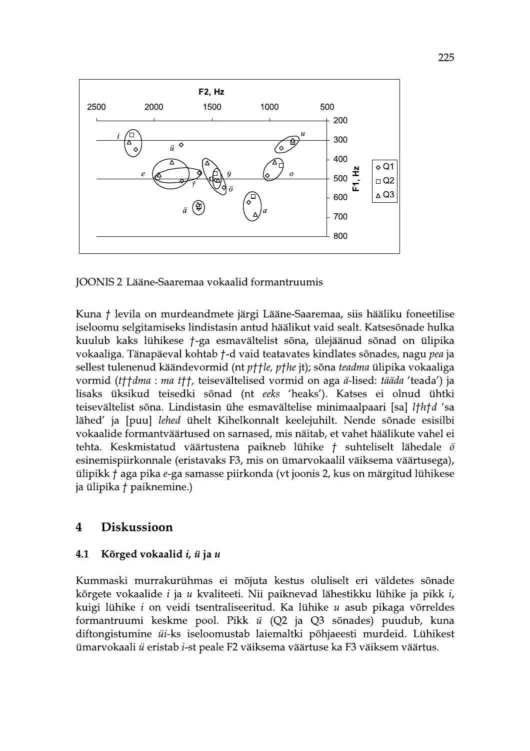JOONIS 2 Lääne-Saaremaa vokaalid formantruumis

Kuna † levila on murdeandmete järgi Lääne-Saaremaa, siis hääliku foneetilise iseloomu selgitamiseks lindistasin antud häälikut vaid sealt. Katsesõnade hulka kuulub kaks lühikese †-ga esmavältelist sõna, ülejäänud sõnad on ülipika vokaaliga. Tänapäeval kohtab †-d vaid teatavates kindlates sõnades, nagu *pea* ja sellest tulenenud käändevormid (nt *p††le, p†he* jt); sõna *teadma* ülipika vokaaliga vormid (*t††dma : ma t††*, teisevältelised vormid on aga *ä*-lised: *tääda* 'teada') ja lisaks üksikud teisedki sõnad (nt *eeks* 'heaks'). Katses ei olnud ühtki teisevältelist sõna. Lindistasin ühe esmavältelise minimaalpaari [sa] *l†h†d* 'sa lähed' ja [puu] *lehed* ühelt Kihelkonnalt keelejuhilt. Nende sõnade esisilbi vokaalide formantväärtused on sarnased, mis näitab, et vahet häälikute vahel ei tehta. Keskmistatud väärtustena paikneb lühike † suhteliselt lähedale *ö* esinemispiirkonnale (eristavaks F3, mis on ümarvokaalil väiksema väärtusega), ülipikk † aga pika *e*-ga samasse piirkonda (vt joonis 2, kus on märgitud lühikese ja ülipika † paiknemine.)

## 4 Diskussioon

### 4.1 Kõrged vokaalid *i*, *ü* ja *u*

Kummaski murrakurühmas ei mõjuta kestus oluliselt eri väldetes sõnade kõrgete vokaalide *i* ja *u* kvaliteeti. Nii paiknevad lähestikku lühike ja pikk *i*, kuigi lühike *i* on veidi tsentraliseeritud. Ka lühike *u* asub pikaga võrreldes formantruumi keskme pool. Pikk *ü* (Q2 ja Q3 sõnades) puudub, kuna diftongistumine *üi*-ks iseloomustab laiemaltki põhjaeesti murdeid. Lühikest ümarvokaali *ü* eristab *i*-st peale F2 väiksema väärtuse ka F3 väiksem väärtus.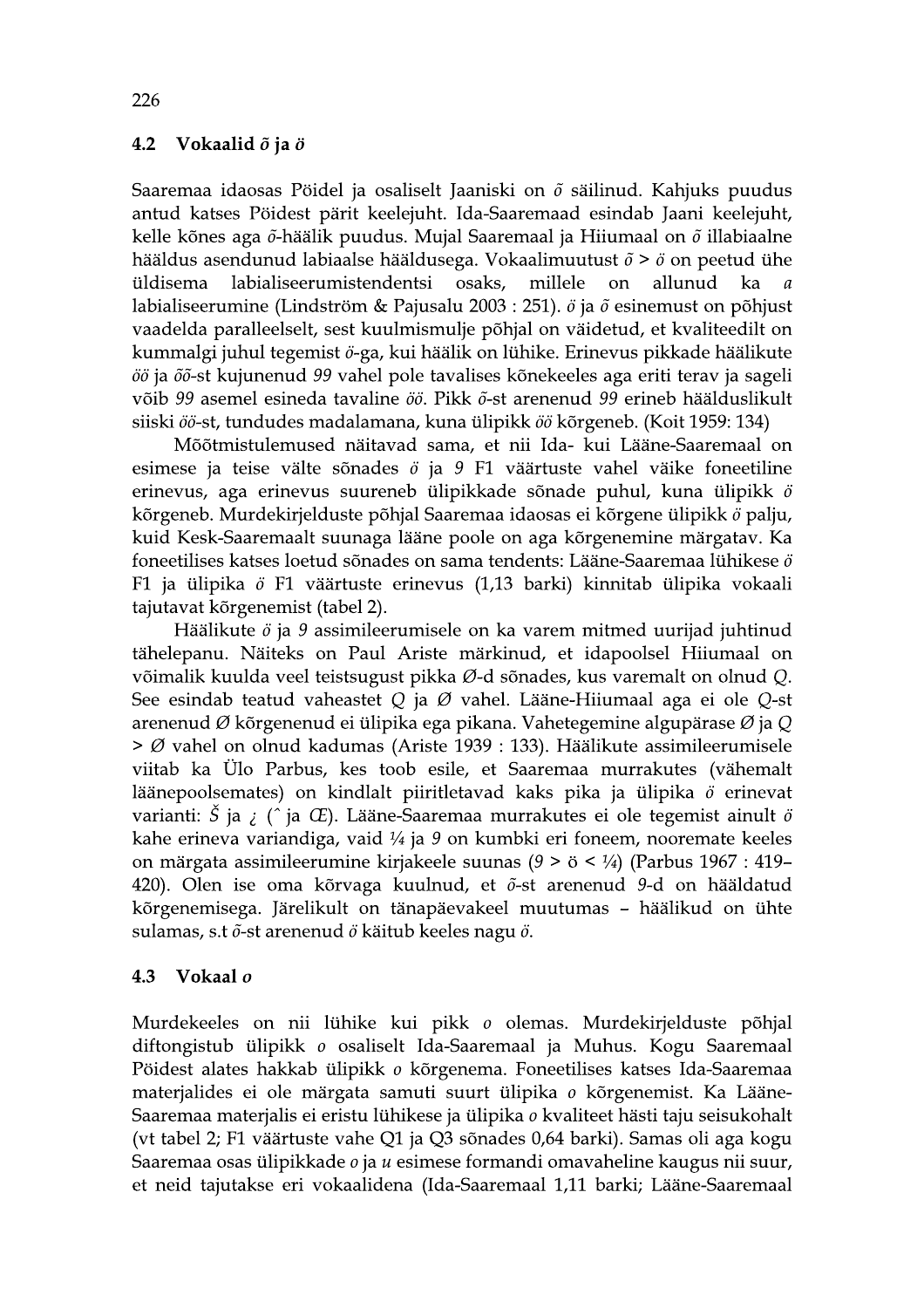### 4.2 Vokaalid *õ* ja *ö*

Saaremaa idaosas Pöidel ja osaliselt Jaaniski on *õ* säilinud. Kahjuks puudus antud katses Pöidest pärit keelejuht. Ida-Saaremaad esindab Jaani keelejuht, kelle kõnes aga *õ*-häälik puudus. Mujal Saaremaal ja Hiiumaal on *õ* illabiaalne hääldus asendunud labiaalse hääldusega. Vokaalimuutust *õ* > *ö* on peetud ühe üldisema labialiseerumistendentsi osaks, millele on allunud ka *a* labialiseerumine (Lindström & Pajusalu 2003 : 251). *ö* ja *õ* esinemust on põhjust vaadelda paralleelselt, sest kuulmismulje põhjal on väidetud, et kvaliteedilt on kummalgi juhul tegemist *ö*-ga, kui häälik on lühike. Erinevus pikkade häälikute *öö* ja *õõ*-st kujunenud *99* vahel pole tavalises kõnekeeles aga eriti terav ja sageli võib *99* asemel esineda tavaline *öö*. Pikk *õ*-st arenenud *99* erineb hääldusliklt siiski *öö*-st, tundudes madalamana, kuna ülipikk *öö* kõrgeneb. (Koit 1959: 134)

Mõõtmistulemused näitavad sama, et nii Ida- kui Lääne-Saaremaal on esimese ja teise välte sõnades *ö* ja *9* F1 väärtuste vahel väike foneetiline erinevus, aga erinevus suureneb ülipikkade sõnade puhul, kuna ülipikk *ö* kõrgeneb. Murdekirjelduste põhjal Saaremaa idaosas ei kõrgene ülipikk *ö* palju, kuid Kesk-Saaremaalt suunaga lääne poole on aga kõrgenemine märgatav. Ka foneetilises katses loetud sõnades on sama tendents: Lääne-Saaremaa lühikese *ö* F1 ja ülipika *ö* F1 väärtuste erinevus (1,13 barki) kinnitab ülipika vokaali tajutavat kõrgenemist (tabel 2).

Häälikute *ö* ja *9* assimileerumisele on ka varem mitmed uurijad juhtinud tähelepanu. Näiteks on Paul Ariste märkinud, et idapoolsel Hiiumaal on võimalik kuulda veel teistsugust pikka *Ø*-d sõnades, kus varemalt on olnud *Q*. See esindab teatud vaheastet *Q* ja *Ø* vahel. Lääne-Hiiumaal aga ei ole *Q*-st arenenud *Ø* kõrgenenud ei ülipika ega pikana. Vahetegemine algupärase *Ø* ja *Q* > *Ø* vahel on olnud kadumas (Ariste 1939 : 133). Häälikute assimileerumisele viitab ka Ülo Parbus, kes toob esile, et Saaremaa murrakutes (vähemalt läänepoolsemates) on kindlalt piiritletavad kaks pika ja ülipika *ö* erinevat varianti: *Š* ja *¿* (ˆ ja Œ). Lääne-Saaremaa murrakutes ei ole tegemist ainult *ö* kahe erineva variandiga, vaid *¼* ja *9* on kumbki eri foneem, nooremate keeles on märgata assimileerumine kirjakeele suunas (*9* > ö < *¼*) (Parbus 1967 : 419–420). Olen ise oma kõrvaga kuulnud, et *õ*-st arenenud *9*-d on hääldatud kõrgenemisega. Järelikult on tänapäevakeel muutumas – häälikud on ühte sulamas, s.t *õ*-st arenenud *ö* käitub keeles nagu *ö*.

### 4.3 Vokaal *o*

Murdekeeles on nii lühike kui pikk *o* olemas. Murdekirjelduste põhjal diftongistub ülipikk *o* osaliselt Ida-Saaremaal ja Muhus. Kogu Saaremaal Pöidest alates hakkab ülipikk *o* kõrgenema. Foneetilises katses Ida-Saaremaa materjalides ei ole märgata samuti suurt ülipika *o* kõrgenemist. Ka Lääne-Saaremaa materjalis ei eristu lühikese ja ülipika *o* kvaliteet hästi taju seisukohalt (vt tabel 2; F1 väärtuste vahe Q1 ja Q3 sõnades 0,64 barki). Samas oli aga kogu Saaremaa osas ülipikkade *o* ja *u* esimese formandi omavaheline kaugus nii suur, et neid tajutakse eri vokaalidena (Ida-Saaremaal 1,11 barki; Lääne-Saaremaal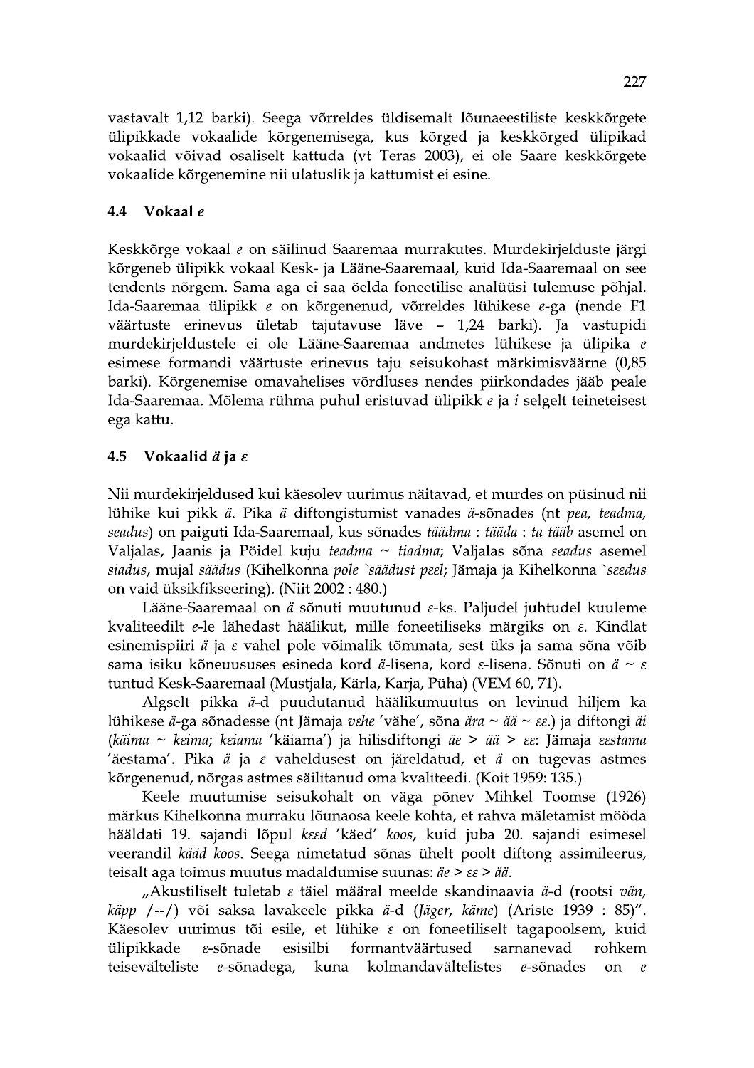vastavalt 1,12 barki). Seega võrreldes üldisemalt lõunaeestiliste keskkõrgete ülipikkade vokaalide kõrgenemisega, kus kõrged ja keskkõrged ülipikad vokaalid võivad osaliselt kattuda (vt Teras 2003), ei ole Saare keskkõrgete vokaalide kõrgenemine nii ulatuslik ja kattumist ei esine.

### 4.4 Vokaal *e*

Keskkõrge vokaal *e* on säilinud Saaremaa murrakutes. Murdekirjelduste järgi kõrgeneb ülipikk vokaal Kesk- ja Lääne-Saaremaal, kuid Ida-Saaremaal on see tendents nõrgem. Sama aga ei saa öelda foneetilise analüüsi tulemuse põhjal. Ida-Saaremaa ülipikk *e* on kõrgenenud, võrreldes lühikese *e*-ga (nende F1 väärtuste erinevus ületab tajutavuse läve – 1,24 barki). Ja vastupidi murdekirjeldustele ei ole Lääne-Saaremaa andmetes lühikese ja ülipika *e* esimese formandi väärtuste erinevus taju seisukohast märkimisväärne (0,85 barki). Kõrgenemise omavahelises võrdluses nendes piirkondades jääb peale Ida-Saaremaa. Mõlema rühma puhul eristuvad ülipikk *e* ja *i* selgelt teineteisest ega kattu.

### 4.5 Vokaalid *ä* ja *ɛ*

Nii murdekirjeldused kui käesolev uurimus näitavad, et murdes on püsinud nii lühike kui pikk *ä*. Pika *ä* diftongistumist vanades *ä*-sõnades (nt *pea, teadma, seadus*) on paiguti Ida-Saaremaal, kus sõnades *täädma* : *tääda* : *ta tääb* asemel on Valjalas, Jaanis ja Pöidel kuju *teadma* ~ *tiadma*; Valjalas sõna *seadus* asemel *siadus*, mujal *säädus* (Kihelkonna *pole `säädust pɛɛl*; Jämaja ja Kihelkonna *`sɛɛdus* on vaid üksikfikseering). (Niit 2002 : 480.)

Lääne-Saaremaal on *ä* sõnuti muutunud *ɛ*-ks. Paljudel juhtudel kuuleme kvaliteedilt *e*-le lähedast häälikut, mille foneetiliseks märgiks on *ɛ*. Kindlat esinemispiiri *ä* ja *ɛ* vahel pole võimalik tõmmata, sest üks ja sama sõna võib sama isiku kõneuususes esineda kord *ä*-lisena, kord *ɛ*-lisena. Sõnuti on *ä* ~ *ɛ* tuntud Kesk-Saaremaal (Mustjala, Kärla, Karja, Püha) (VEM 60, 71).

Algselt pikka *ä*-d puudutanud häälikumuutus on levinud hiljem ka lühikese *ä*-ga sõnadesse (nt Jämaja *vɛhe* 'vähe', sõna *ära* ~ *ää* ~ *ɛɛ*.) ja diftongi *äi* (*käima* ~ *kɛima*; *kɛiama* 'käiama') ja hilisdiftongi *äe* > *ää* > *ɛɛ*: Jämaja *ɛɛstama* 'äestama'. Pika *ä* ja *ɛ* vaheldusest on järeldatud, et *ä* on tugevas astmes kõrgenenud, nõrgas astmes säilitanud oma kvaliteedi. (Koit 1959: 135.)

Keele muutumise seisukohalt on väga põnev Mihkel Toomse (1926) märkus Kihelkonna murraku lõunaosa keele kohta, et rahva mäletamist mööda hääldati 19. sajandi lõpul *kɛɛd* 'käed' *koos*, kuid juba 20. sajandi esimesel veerandil *kääd koos*. Seega nimetatud sõnas ühelt poolt diftong assimileerus, teisalt aga toimus muutus madaldumise suunas: *äe* > *ɛɛ* > *ää*.

„Akustiliselt tuletab *ɛ* täiel määral meelde skandinaavia *ä*-d (rootsi *vän, käpp* /--/) või saksa lavakeele pikka *ä*-d (*Jäger, käme*) (Ariste 1939 : 85)". Käesolev uurimus tõi esile, et lühike *ɛ* on foneetiliselt tagapoolsem, kuid ülipikkade *ɛ*-sõnade esisilbi formantväärtused sarnanevad rohkem teisevälteliste *e*-sõnadega, kuna kolmandavältelistes *e*-sõnades on *e*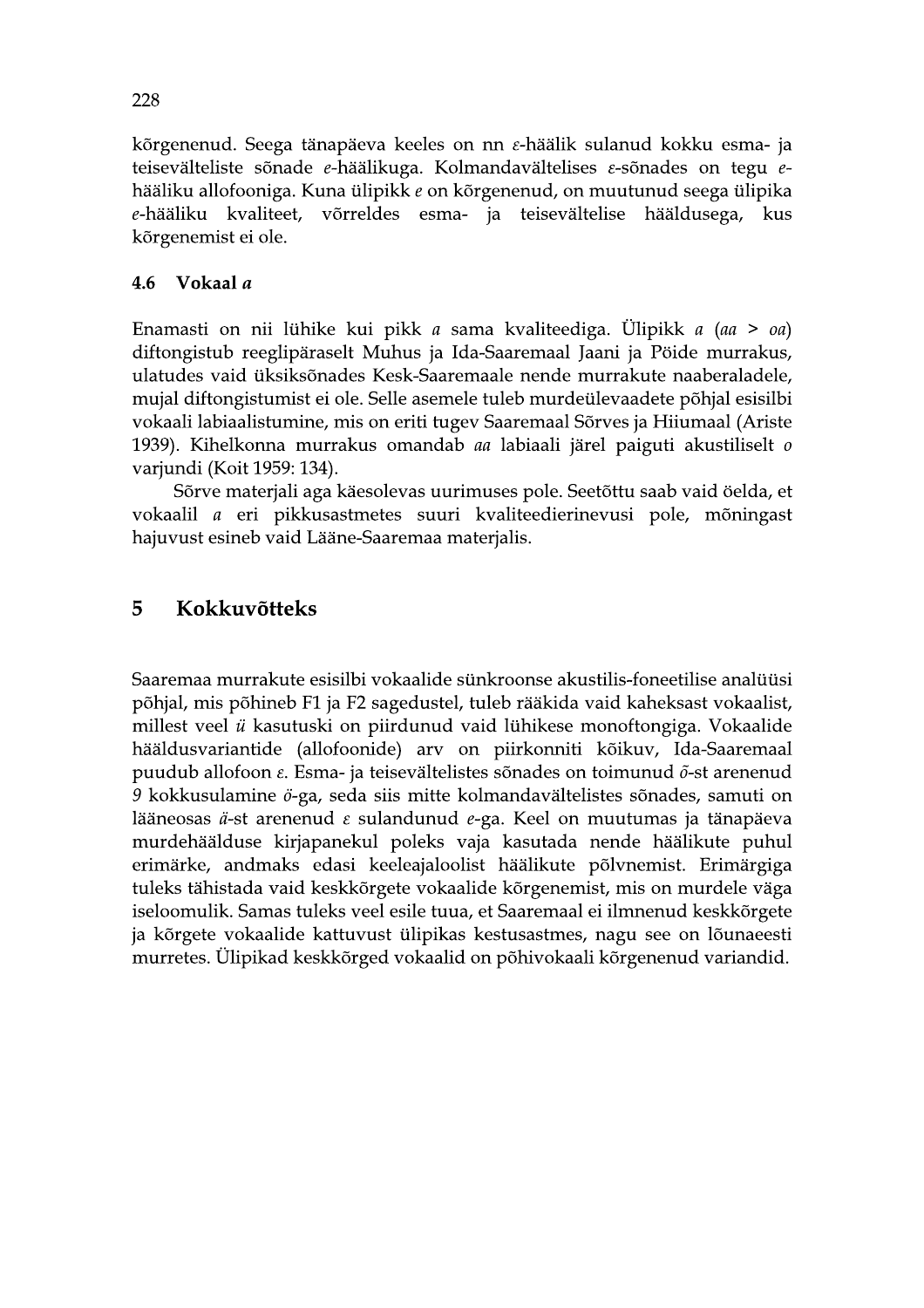kõrgenenud. Seega tänapäeva keeles on nn *ε*-häälik sulanud kokku esma- ja teisevälteliste sõnade *e*-häälikuga. Kolmandavältelises *ε*-sõnades on tegu *e*-hääliku allofooniga. Kuna ülipikk *e* on kõrgenenud, on muutunud seega ülipika *e*-hääliku kvaliteet, võrreldes esma- ja teisevältelise hääldusega, kus kõrgenemist ei ole.

### 4.6 Vokaal *a*

Enamasti on nii lühike kui pikk *a* sama kvaliteediga. Ülipikk *a* (*aa* > *oa*) diftongistub reeglipäraselt Muhus ja Ida-Saaremaal Jaani ja Pöide murrakus, ulatudes vaid üksiksõnades Kesk-Saaremaale nende murrakute naaberaladele, mujal diftongistumist ei ole. Selle asemele tuleb murdeülevaadete põhjal esisilbi vokaali labiaalistumine, mis on eriti tugev Saaremaal Sõrves ja Hiiumaal (Ariste 1939). Kihelkonna murrakus omandab *aa* labiaali järel paiguti akustiliselt *o* varjundi (Koit 1959: 134).

Sõrve materjali aga käesolevas uurimuses pole. Seetõttu saab vaid öelda, et vokaalil *a* eri pikkusastmetes suuri kvaliteedierinevusi pole, mõningast hajuvust esineb vaid Lääne-Saaremaa materjalis.

## 5 Kokkuvõtteks

Saaremaa murrakute esisilbi vokaalide sünkroonse akustilis-foneetilise analüüsi põhjal, mis põhineb F1 ja F2 sagedustel, tuleb rääkida vaid kaheksast vokaalist, millest veel *ü* kasutuski on piirdunud vaid lühikese monoftongiga. Vokaalide hääldusvariantide (allofoonide) arv on piirkonniti kõikuv, Ida-Saaremaal puudub allofoon *ε*. Esma- ja teisevältelistes sõnades on toimunud *õ*-st arenenud *9* kokkusulamine *ö*-ga, seda siis mitte kolmandavältelistes sõnades, samuti on lääneosas *ä*-st arenenud *ε* sulandunud *e*-ga. Keel on muutumas ja tänapäeva murdehäälduse kirjapanekul poleks vaja kasutada nende häälikute puhul erimärke, andmaks edasi keeleajaloolist häälikute põlvnemist. Erimärgiga tuleks tähistada vaid keskkõrgete vokaalide kõrgenemist, mis on murdele väga iseloomulik. Samas tuleks veel esile tuua, et Saaremaal ei ilmnenud keskkõrgete ja kõrgete vokaalide kattuvust ülipikas kestusastmes, nagu see on lõunaeesti murretes. Ülipikad keskkõrged vokaalid on põhivokaali kõrgenenud variandid.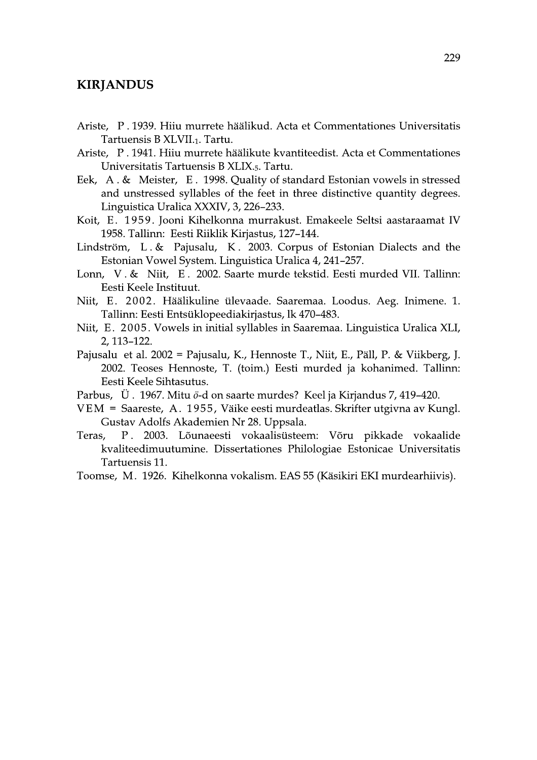## KIRJANDUS

Ariste, P. 1939. Hiiu murrete häälikud. Acta et Commentationes Universitatis Tartuensis B XLVII.1. Tartu.

Ariste, P. 1941. Hiiu murrete häälikute kvantiteedist. Acta et Commentationes Universitatis Tartuensis B XLIX.5. Tartu.

Eek, A. & Meister, E. 1998. Quality of standard Estonian vowels in stressed and unstressed syllables of the feet in three distinctive quantity degrees. Linguistica Uralica XXXIV, 3, 226–233.

Koit, E. 1959. Jooni Kihelkonna murrakust. Emakeele Seltsi aastaraamat IV 1958. Tallinn: Eesti Riiklik Kirjastus, 127–144.

Lindström, L. & Pajusalu, K. 2003. Corpus of Estonian Dialects and the Estonian Vowel System. Linguistica Uralica 4, 241–257.

Lonn, V. & Niit, E. 2002. Saarte murde tekstid. Eesti murded VII. Tallinn: Eesti Keele Instituut.

Niit, E. 2002. Häälikuline ülevaade. Saaremaa. Loodus. Aeg. Inimene. 1. Tallinn: Eesti Entsüklopeediakirjastus, lk 470–483.

Niit, E. 2005. Vowels in initial syllables in Saaremaa. Linguistica Uralica XLI, 2, 113–122.

Pajusalu et al. 2002 = Pajusalu, K., Hennoste T., Niit, E., Päll, P. & Viikberg, J. 2002. Teoses Hennoste, T. (toim.) Eesti murded ja kohanimed. Tallinn: Eesti Keele Sihtasutus.

Parbus, Ü. 1967. Mitu *ö*-d on saarte murdes? Keel ja Kirjandus 7, 419–420.

VEM = Saareste, A. 1955, Väike eesti murdeatlas. Skrifter utgivna av Kungl. Gustav Adolfs Akademien Nr 28. Uppsala.

Teras, P. 2003. Lõunaeesti vokaalisüsteem: Võru pikkade vokaalide kvaliteedimuutumine. Dissertationes Philologiae Estonicae Universitatis Tartuensis 11.

Toomse, M. 1926. Kihelkonna vokalism. EAS 55 (Käsikiri EKI murdearhiivis).